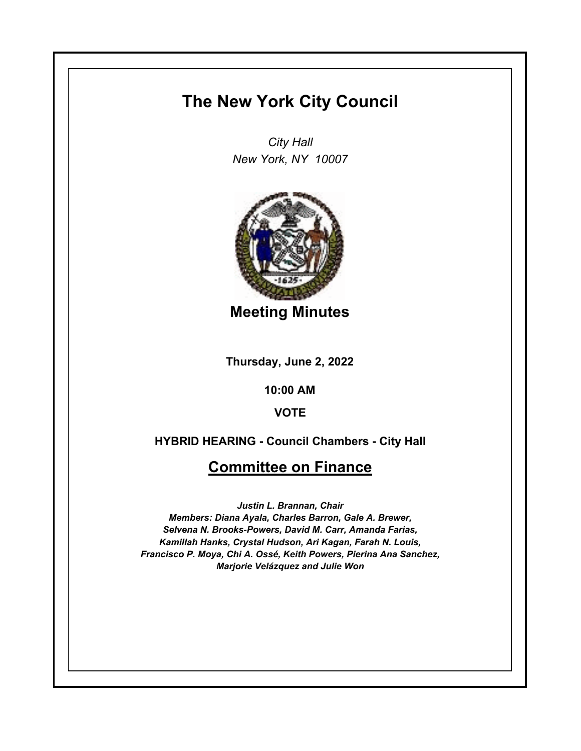# The New York City Council

*City Hall*
*New York, NY 10007*

## Meeting Minutes

**Thursday, June 2, 2022**

**10:00 AM**

**VOTE**

**HYBRID HEARING - Council Chambers - City Hall**

## Committee on Finance

***Justin L. Brannan, Chair***
***Members: Diana Ayala, Charles Barron, Gale A. Brewer, Selvena N. Brooks-Powers, David M. Carr, Amanda Farias, Kamillah Hanks, Crystal Hudson, Ari Kagan, Farah N. Louis, Francisco P. Moya, Chi A. Ossé, Keith Powers, Pierina Ana Sanchez, Marjorie Velázquez and Julie Won***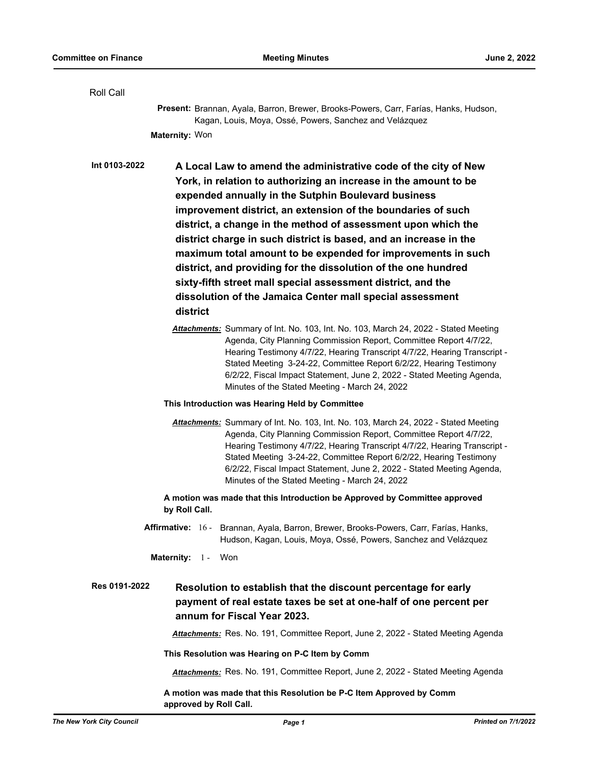Roll Call

**Present:** Brannan, Ayala, Barron, Brewer, Brooks-Powers, Carr, Farías, Hanks, Hudson, Kagan, Louis, Moya, Ossé, Powers, Sanchez and Velázquez

**Maternity:** Won

**Int 0103-2022** **A Local Law to amend the administrative code of the city of New York, in relation to authorizing an increase in the amount to be expended annually in the Sutphin Boulevard business improvement district, an extension of the boundaries of such district, a change in the method of assessment upon which the district charge in such district is based, and an increase in the maximum total amount to be expended for improvements in such district, and providing for the dissolution of the one hundred sixty-fifth street mall special assessment district, and the dissolution of the Jamaica Center mall special assessment district**

***Attachments:*** Summary of Int. No. 103, Int. No. 103, March 24, 2022 - Stated Meeting Agenda, City Planning Commission Report, Committee Report 4/7/22, Hearing Testimony 4/7/22, Hearing Transcript 4/7/22, Hearing Transcript - Stated Meeting 3-24-22, Committee Report 6/2/22, Hearing Testimony 6/2/22, Fiscal Impact Statement, June 2, 2022 - Stated Meeting Agenda, Minutes of the Stated Meeting - March 24, 2022

**This Introduction was Hearing Held by Committee**

***Attachments:*** Summary of Int. No. 103, Int. No. 103, March 24, 2022 - Stated Meeting Agenda, City Planning Commission Report, Committee Report 4/7/22, Hearing Testimony 4/7/22, Hearing Transcript 4/7/22, Hearing Transcript - Stated Meeting 3-24-22, Committee Report 6/2/22, Hearing Testimony 6/2/22, Fiscal Impact Statement, June 2, 2022 - Stated Meeting Agenda, Minutes of the Stated Meeting - March 24, 2022

**A motion was made that this Introduction be Approved by Committee approved by Roll Call.**

**Affirmative:** 16 - Brannan, Ayala, Barron, Brewer, Brooks-Powers, Carr, Farías, Hanks, Hudson, Kagan, Louis, Moya, Ossé, Powers, Sanchez and Velázquez

**Maternity:** 1 - Won

**Res 0191-2022** **Resolution to establish that the discount percentage for early payment of real estate taxes be set at one-half of one percent per annum for Fiscal Year 2023.**

***Attachments:*** Res. No. 191, Committee Report, June 2, 2022 - Stated Meeting Agenda

**This Resolution was Hearing on P-C Item by Comm**

***Attachments:*** Res. No. 191, Committee Report, June 2, 2022 - Stated Meeting Agenda

**A motion was made that this Resolution be P-C Item Approved by Comm approved by Roll Call.**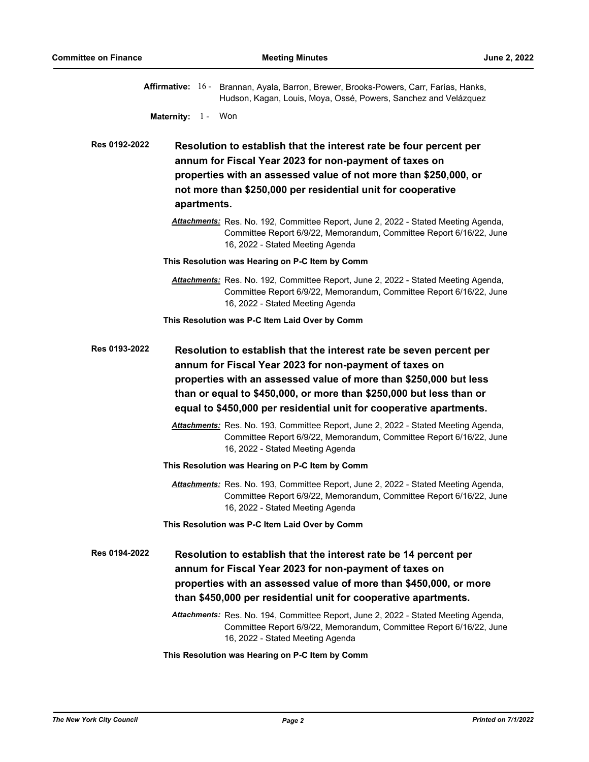**Affirmative:** 16 - Brannan, Ayala, Barron, Brewer, Brooks-Powers, Carr, Farías, Hanks, Hudson, Kagan, Louis, Moya, Ossé, Powers, Sanchez and Velázquez

**Maternity:** 1 - Won

**Res 0192-2022** **Resolution to establish that the interest rate be four percent per annum for Fiscal Year 2023 for non-payment of taxes on properties with an assessed value of not more than $250,000, or not more than $250,000 per residential unit for cooperative apartments.**

***Attachments:*** Res. No. 192, Committee Report, June 2, 2022 - Stated Meeting Agenda, Committee Report 6/9/22, Memorandum, Committee Report 6/16/22, June 16, 2022 - Stated Meeting Agenda

**This Resolution was Hearing on P-C Item by Comm**

***Attachments:*** Res. No. 192, Committee Report, June 2, 2022 - Stated Meeting Agenda, Committee Report 6/9/22, Memorandum, Committee Report 6/16/22, June 16, 2022 - Stated Meeting Agenda

**This Resolution was P-C Item Laid Over by Comm**

**Res 0193-2022** **Resolution to establish that the interest rate be seven percent per annum for Fiscal Year 2023 for non-payment of taxes on properties with an assessed value of more than $250,000 but less than or equal to $450,000, or more than $250,000 but less than or equal to $450,000 per residential unit for cooperative apartments.**

***Attachments:*** Res. No. 193, Committee Report, June 2, 2022 - Stated Meeting Agenda, Committee Report 6/9/22, Memorandum, Committee Report 6/16/22, June 16, 2022 - Stated Meeting Agenda

**This Resolution was Hearing on P-C Item by Comm**

***Attachments:*** Res. No. 193, Committee Report, June 2, 2022 - Stated Meeting Agenda, Committee Report 6/9/22, Memorandum, Committee Report 6/16/22, June 16, 2022 - Stated Meeting Agenda

**This Resolution was P-C Item Laid Over by Comm**

**Res 0194-2022** **Resolution to establish that the interest rate be 14 percent per annum for Fiscal Year 2023 for non-payment of taxes on properties with an assessed value of more than $450,000, or more than $450,000 per residential unit for cooperative apartments.**

***Attachments:*** Res. No. 194, Committee Report, June 2, 2022 - Stated Meeting Agenda, Committee Report 6/9/22, Memorandum, Committee Report 6/16/22, June 16, 2022 - Stated Meeting Agenda

**This Resolution was Hearing on P-C Item by Comm**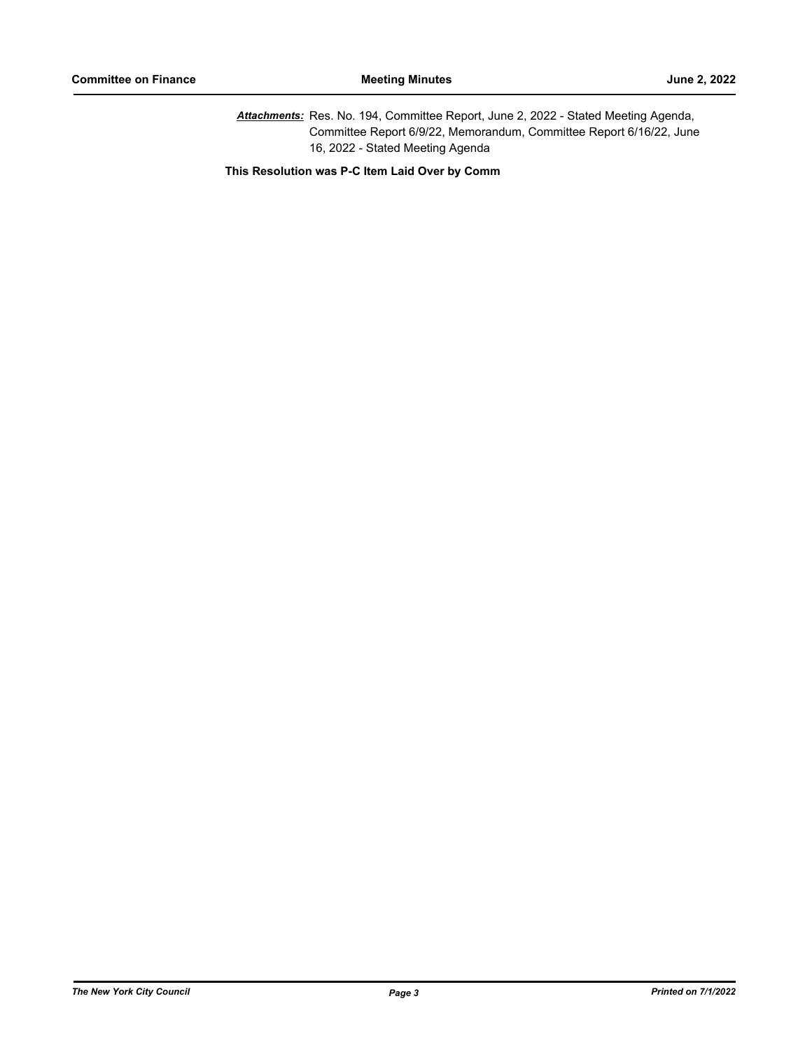***Attachments:*** Res. No. 194, Committee Report, June 2, 2022 - Stated Meeting Agenda, Committee Report 6/9/22, Memorandum, Committee Report 6/16/22, June 16, 2022 - Stated Meeting Agenda

**This Resolution was P-C Item Laid Over by Comm**